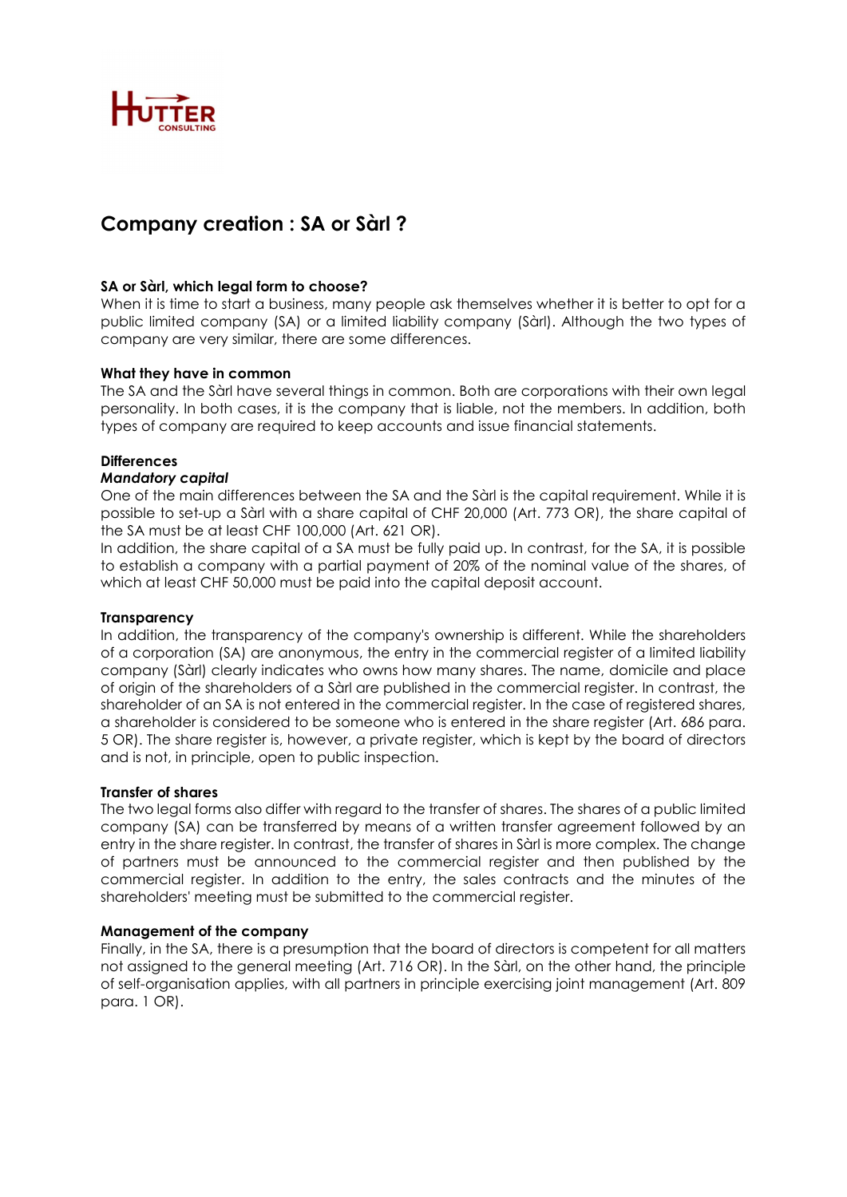# Company creation : SA or Sàrl ?

**SA or Sàrl, which legal form to choose?**
When it is time to start a business, many people ask themselves whether it is better to opt for a public limited company (SA) or a limited liability company (Sàrl). Although the two types of company are very similar, there are some differences.

**What they have in common**
The SA and the Sàrl have several things in common. Both are corporations with their own legal personality. In both cases, it is the company that is liable, not the members. In addition, both types of company are required to keep accounts and issue financial statements.

**Differences**
***Mandatory capital***
One of the main differences between the SA and the Sàrl is the capital requirement. While it is possible to set-up a Sàrl with a share capital of CHF 20,000 (Art. 773 OR), the share capital of the SA must be at least CHF 100,000 (Art. 621 OR).
In addition, the share capital of a SA must be fully paid up. In contrast, for the SA, it is possible to establish a company with a partial payment of 20% of the nominal value of the shares, of which at least CHF 50,000 must be paid into the capital deposit account.

**Transparency**
In addition, the transparency of the company's ownership is different. While the shareholders of a corporation (SA) are anonymous, the entry in the commercial register of a limited liability company (Sàrl) clearly indicates who owns how many shares. The name, domicile and place of origin of the shareholders of a Sàrl are published in the commercial register. In contrast, the shareholder of an SA is not entered in the commercial register. In the case of registered shares, a shareholder is considered to be someone who is entered in the share register (Art. 686 para. 5 OR). The share register is, however, a private register, which is kept by the board of directors and is not, in principle, open to public inspection.

**Transfer of shares**
The two legal forms also differ with regard to the transfer of shares. The shares of a public limited company (SA) can be transferred by means of a written transfer agreement followed by an entry in the share register. In contrast, the transfer of shares in Sàrl is more complex. The change of partners must be announced to the commercial register and then published by the commercial register. In addition to the entry, the sales contracts and the minutes of the shareholders' meeting must be submitted to the commercial register.

**Management of the company**
Finally, in the SA, there is a presumption that the board of directors is competent for all matters not assigned to the general meeting (Art. 716 OR). In the Sàrl, on the other hand, the principle of self-organisation applies, with all partners in principle exercising joint management (Art. 809 para. 1 OR).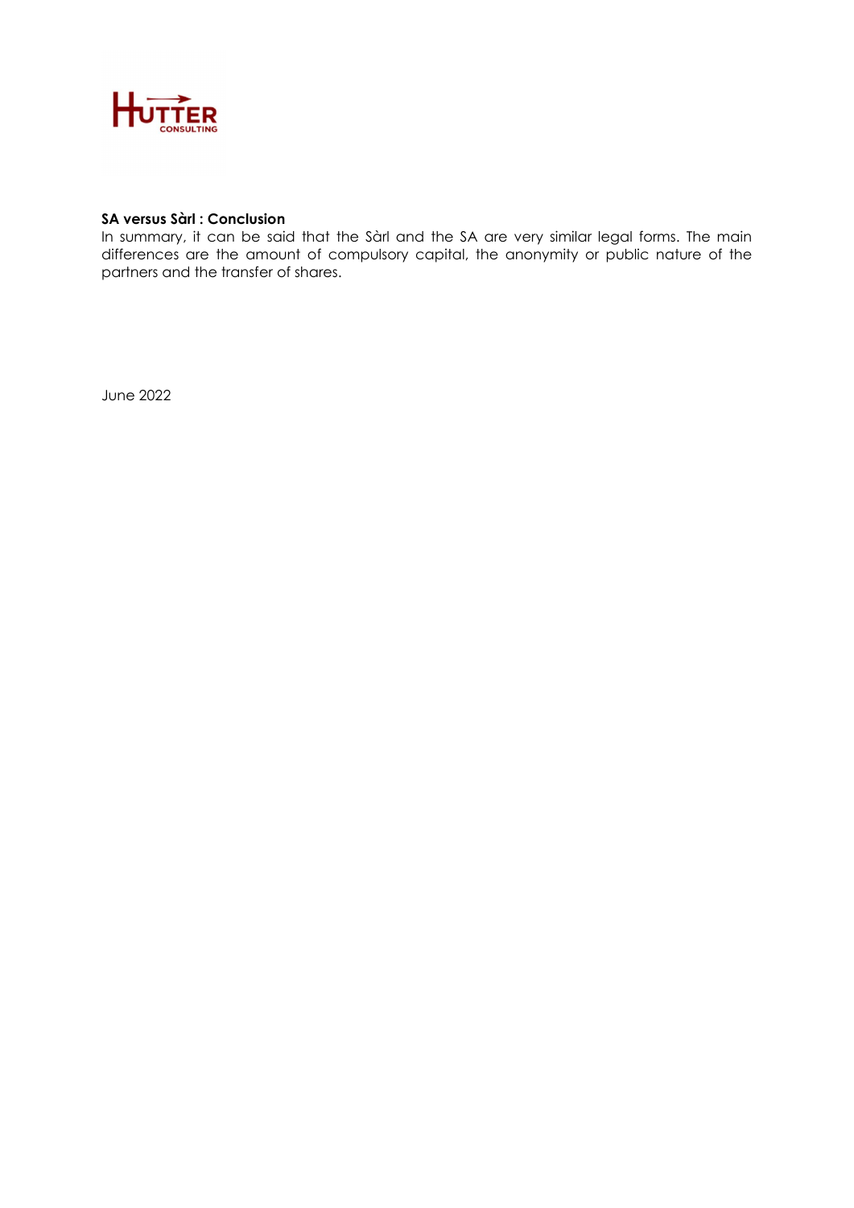**SA versus Sàrl : Conclusion**

In summary, it can be said that the Sàrl and the SA are very similar legal forms. The main differences are the amount of compulsory capital, the anonymity or public nature of the partners and the transfer of shares.

June 2022